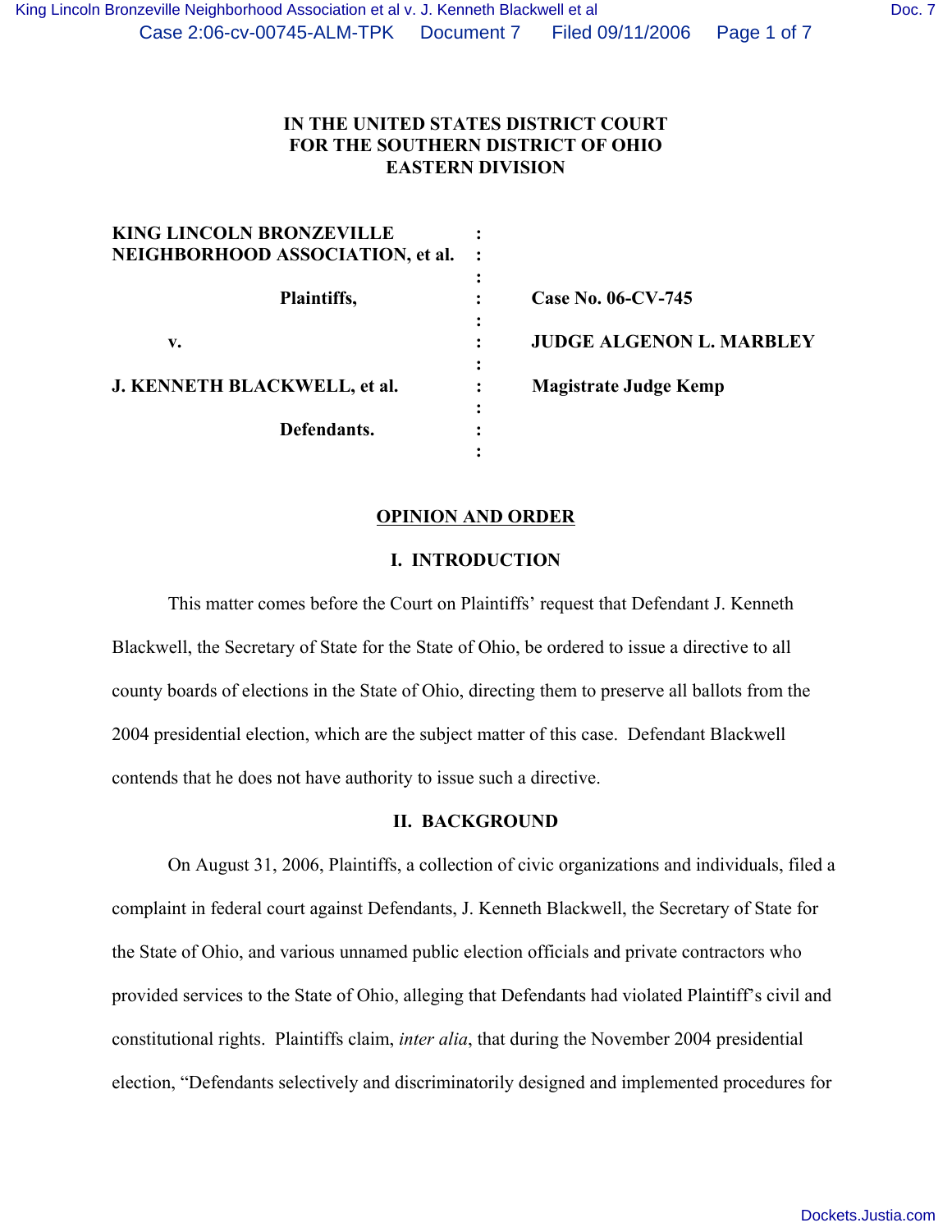**IN THE UNITED STATES DISTRICT COURT**
**FOR THE SOUTHERN DISTRICT OF OHIO**
**EASTERN DIVISION**

| | | |
|---|---|---|
| **KING LINCOLN BRONZEVILLE NEIGHBORHOOD ASSOCIATION, et al.** | : | |
| **Plaintiffs,** | : | **Case No. 06-CV-745** |
| **v.** | : | **JUDGE ALGENON L. MARBLEY** |
| **J. KENNETH BLACKWELL, et al.** | : | **Magistrate Judge Kemp** |
| **Defendants.** | : | |

## OPINION AND ORDER

### I. INTRODUCTION

This matter comes before the Court on Plaintiffs' request that Defendant J. Kenneth Blackwell, the Secretary of State for the State of Ohio, be ordered to issue a directive to all county boards of elections in the State of Ohio, directing them to preserve all ballots from the 2004 presidential election, which are the subject matter of this case. Defendant Blackwell contends that he does not have authority to issue such a directive.

### II. BACKGROUND

On August 31, 2006, Plaintiffs, a collection of civic organizations and individuals, filed a complaint in federal court against Defendants, J. Kenneth Blackwell, the Secretary of State for the State of Ohio, and various unnamed public election officials and private contractors who provided services to the State of Ohio, alleging that Defendants had violated Plaintiff's civil and constitutional rights. Plaintiffs claim, *inter alia*, that during the November 2004 presidential election, "Defendants selectively and discriminatorily designed and implemented procedures for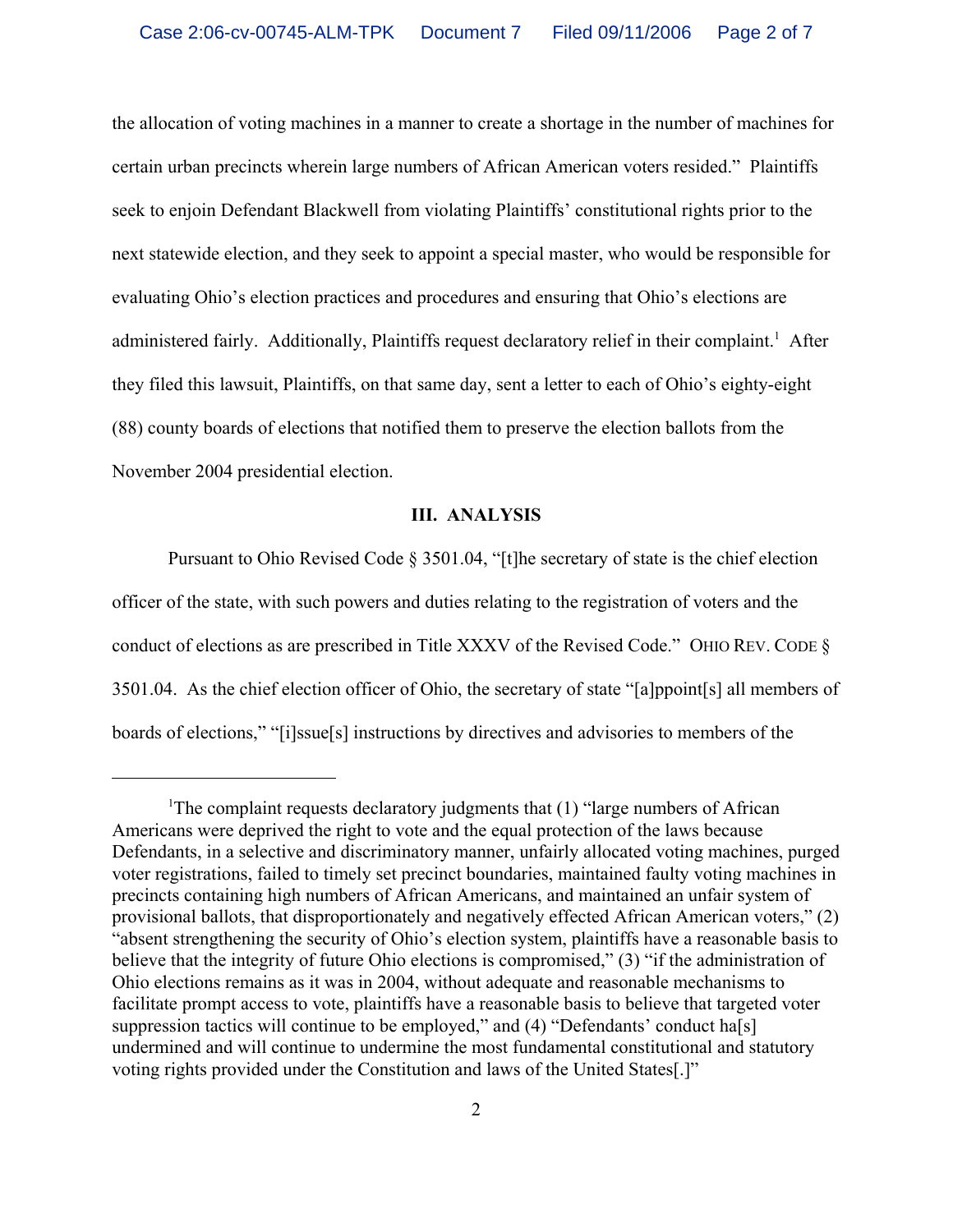the allocation of voting machines in a manner to create a shortage in the number of machines for certain urban precincts wherein large numbers of African American voters resided." Plaintiffs seek to enjoin Defendant Blackwell from violating Plaintiffs' constitutional rights prior to the next statewide election, and they seek to appoint a special master, who would be responsible for evaluating Ohio's election practices and procedures and ensuring that Ohio's elections are administered fairly. Additionally, Plaintiffs request declaratory relief in their complaint.[1] After they filed this lawsuit, Plaintiffs, on that same day, sent a letter to each of Ohio's eighty-eight (88) county boards of elections that notified them to preserve the election ballots from the November 2004 presidential election.

## III. ANALYSIS

Pursuant to Ohio Revised Code § 3501.04, "[t]he secretary of state is the chief election officer of the state, with such powers and duties relating to the registration of voters and the conduct of elections as are prescribed in Title XXXV of the Revised Code." OHIO REV. CODE § 3501.04. As the chief election officer of Ohio, the secretary of state "[a]ppoint[s] all members of boards of elections," "[i]ssue[s] instructions by directives and advisories to members of the

---

[1]The complaint requests declaratory judgments that (1) "large numbers of African Americans were deprived the right to vote and the equal protection of the laws because Defendants, in a selective and discriminatory manner, unfairly allocated voting machines, purged voter registrations, failed to timely set precinct boundaries, maintained faulty voting machines in precincts containing high numbers of African Americans, and maintained an unfair system of provisional ballots, that disproportionately and negatively effected African American voters," (2) "absent strengthening the security of Ohio's election system, plaintiffs have a reasonable basis to believe that the integrity of future Ohio elections is compromised," (3) "if the administration of Ohio elections remains as it was in 2004, without adequate and reasonable mechanisms to facilitate prompt access to vote, plaintiffs have a reasonable basis to believe that targeted voter suppression tactics will continue to be employed," and (4) "Defendants' conduct ha[s] undermined and will continue to undermine the most fundamental constitutional and statutory voting rights provided under the Constitution and laws of the United States[.]"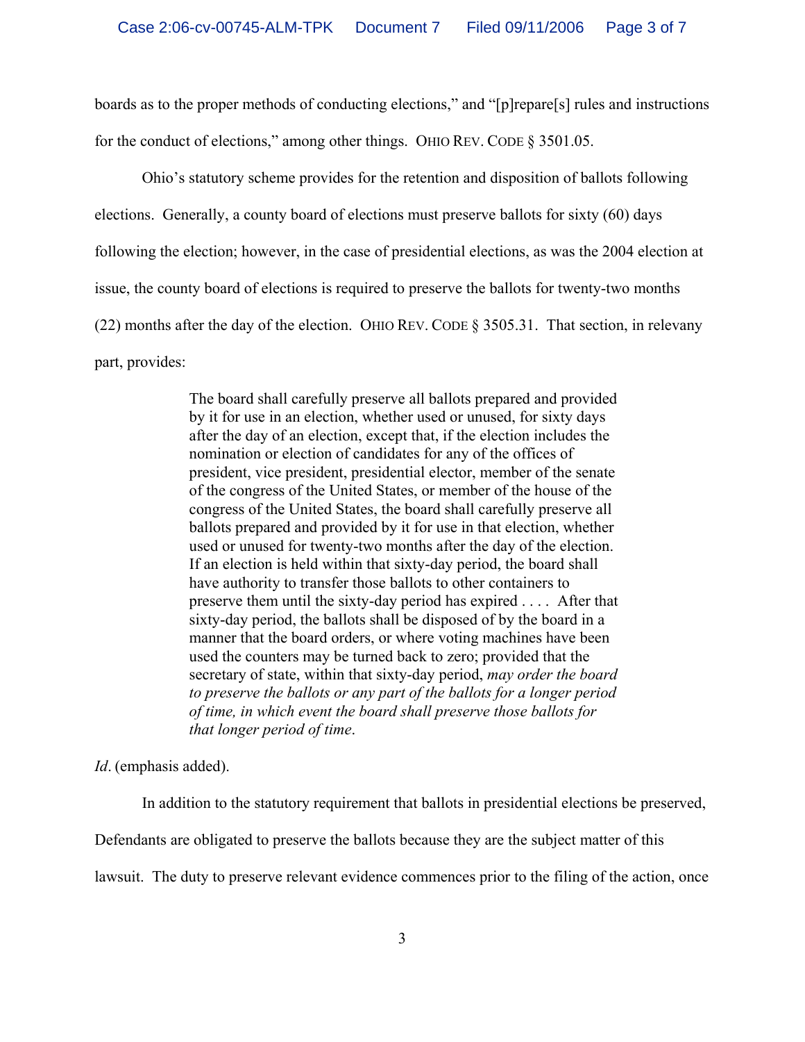boards as to the proper methods of conducting elections," and "[p]repare[s] rules and instructions for the conduct of elections," among other things. OHIO REV. CODE § 3501.05.

Ohio's statutory scheme provides for the retention and disposition of ballots following elections. Generally, a county board of elections must preserve ballots for sixty (60) days following the election; however, in the case of presidential elections, as was the 2004 election at issue, the county board of elections is required to preserve the ballots for twenty-two months (22) months after the day of the election. OHIO REV. CODE § 3505.31. That section, in relevany part, provides:

> The board shall carefully preserve all ballots prepared and provided by it for use in an election, whether used or unused, for sixty days after the day of an election, except that, if the election includes the nomination or election of candidates for any of the offices of president, vice president, presidential elector, member of the senate of the congress of the United States, or member of the house of the congress of the United States, the board shall carefully preserve all ballots prepared and provided by it for use in that election, whether used or unused for twenty-two months after the day of the election. If an election is held within that sixty-day period, the board shall have authority to transfer those ballots to other containers to preserve them until the sixty-day period has expired . . . . After that sixty-day period, the ballots shall be disposed of by the board in a manner that the board orders, or where voting machines have been used the counters may be turned back to zero; provided that the secretary of state, within that sixty-day period, *may order the board to preserve the ballots or any part of the ballots for a longer period of time, in which event the board shall preserve those ballots for that longer period of time*.

*Id*. (emphasis added).

In addition to the statutory requirement that ballots in presidential elections be preserved, Defendants are obligated to preserve the ballots because they are the subject matter of this lawsuit. The duty to preserve relevant evidence commences prior to the filing of the action, once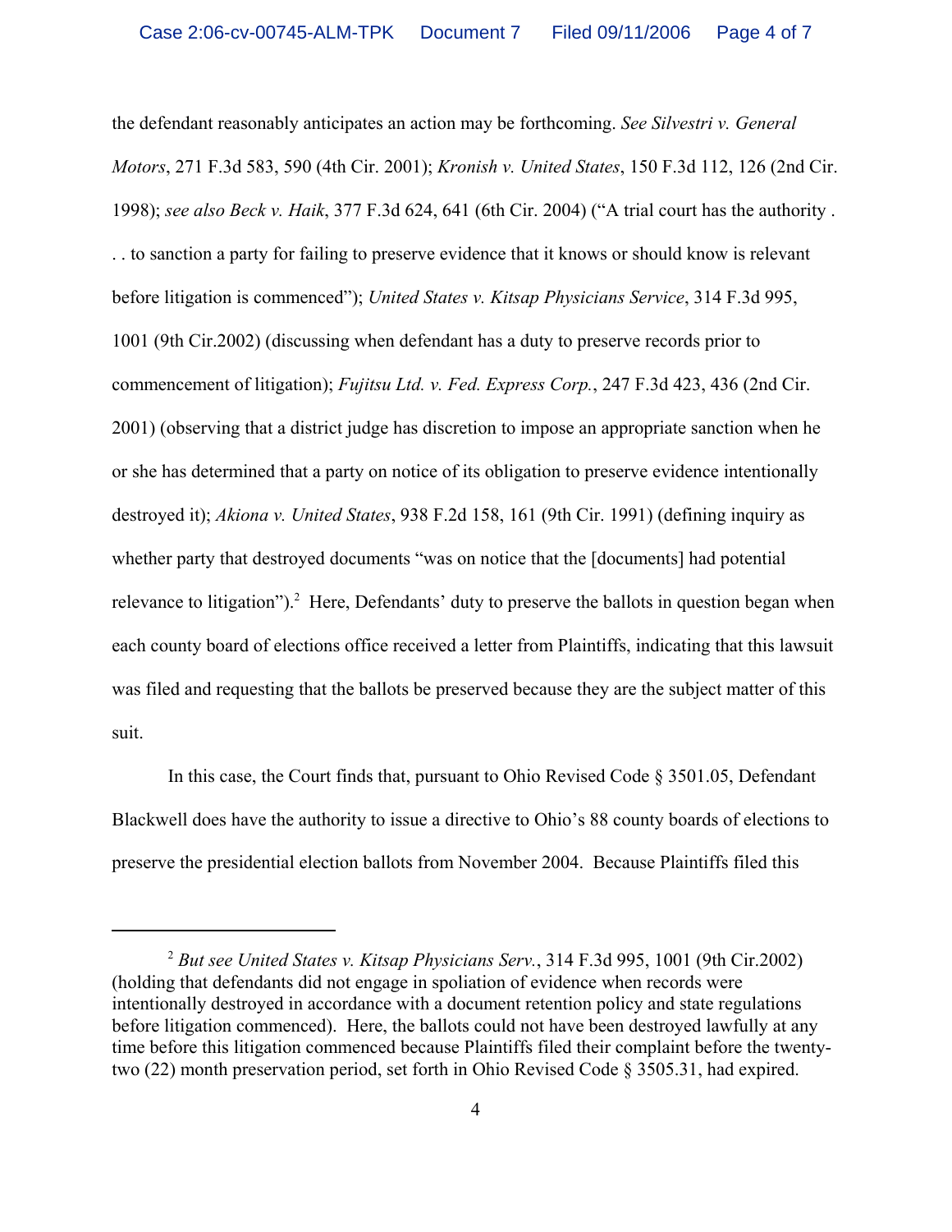the defendant reasonably anticipates an action may be forthcoming. *See Silvestri v. General Motors*, 271 F.3d 583, 590 (4th Cir. 2001); *Kronish v. United States*, 150 F.3d 112, 126 (2nd Cir. 1998); *see also Beck v. Haik*, 377 F.3d 624, 641 (6th Cir. 2004) ("A trial court has the authority . . . to sanction a party for failing to preserve evidence that it knows or should know is relevant before litigation is commenced"); *United States v. Kitsap Physicians Service*, 314 F.3d 995, 1001 (9th Cir.2002) (discussing when defendant has a duty to preserve records prior to commencement of litigation); *Fujitsu Ltd. v. Fed. Express Corp.*, 247 F.3d 423, 436 (2nd Cir. 2001) (observing that a district judge has discretion to impose an appropriate sanction when he or she has determined that a party on notice of its obligation to preserve evidence intentionally destroyed it); *Akiona v. United States*, 938 F.2d 158, 161 (9th Cir. 1991) (defining inquiry as whether party that destroyed documents "was on notice that the [documents] had potential relevance to litigation").[2] Here, Defendants' duty to preserve the ballots in question began when each county board of elections office received a letter from Plaintiffs, indicating that this lawsuit was filed and requesting that the ballots be preserved because they are the subject matter of this suit.

In this case, the Court finds that, pursuant to Ohio Revised Code § 3501.05, Defendant Blackwell does have the authority to issue a directive to Ohio's 88 county boards of elections to preserve the presidential election ballots from November 2004. Because Plaintiffs filed this

---

[2] *But see United States v. Kitsap Physicians Serv.*, 314 F.3d 995, 1001 (9th Cir.2002) (holding that defendants did not engage in spoliation of evidence when records were intentionally destroyed in accordance with a document retention policy and state regulations before litigation commenced). Here, the ballots could not have been destroyed lawfully at any time before this litigation commenced because Plaintiffs filed their complaint before the twenty-two (22) month preservation period, set forth in Ohio Revised Code § 3505.31, had expired.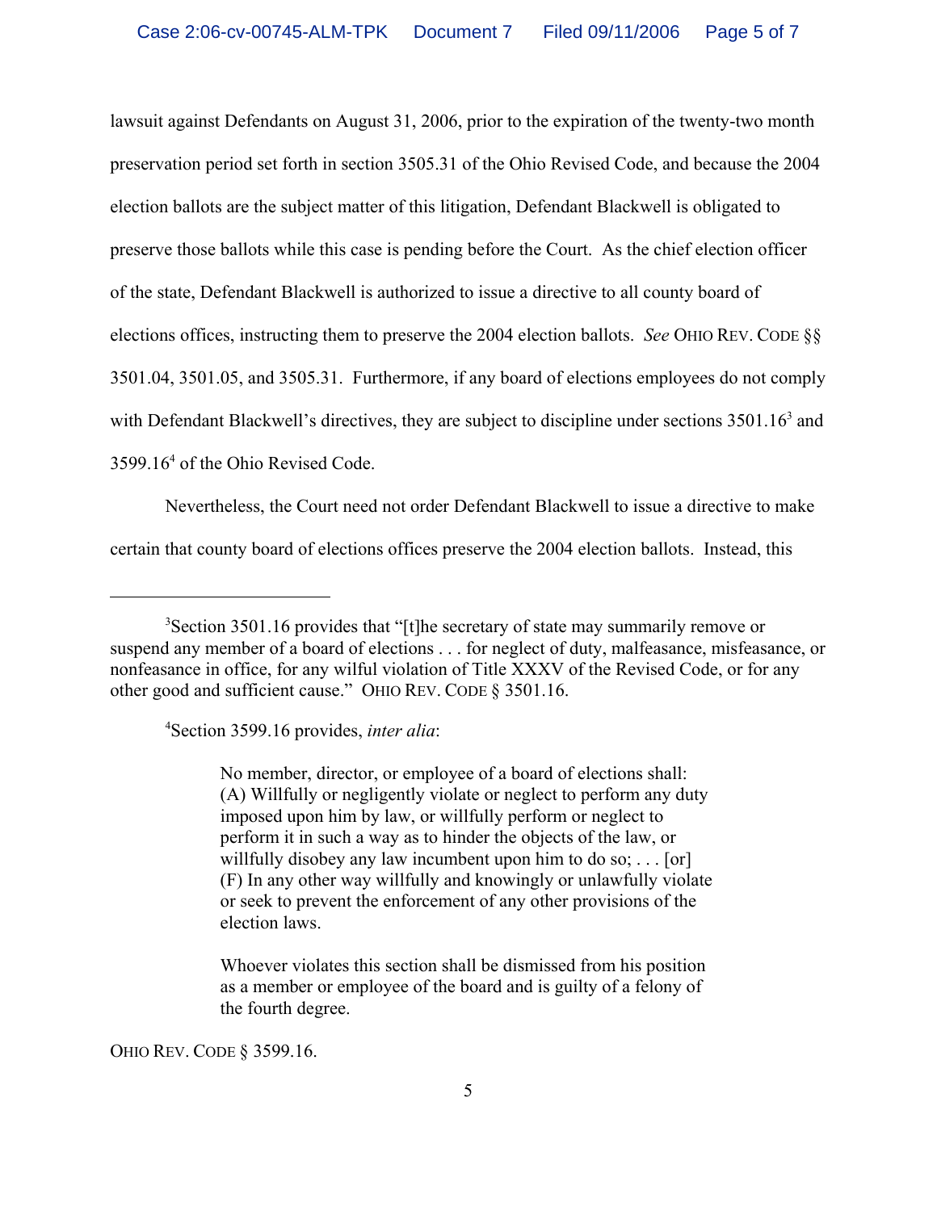lawsuit against Defendants on August 31, 2006, prior to the expiration of the twenty-two month preservation period set forth in section 3505.31 of the Ohio Revised Code, and because the 2004 election ballots are the subject matter of this litigation, Defendant Blackwell is obligated to preserve those ballots while this case is pending before the Court. As the chief election officer of the state, Defendant Blackwell is authorized to issue a directive to all county board of elections offices, instructing them to preserve the 2004 election ballots. *See* OHIO REV. CODE §§ 3501.04, 3501.05, and 3505.31. Furthermore, if any board of elections employees do not comply with Defendant Blackwell's directives, they are subject to discipline under sections 3501.16[3] and 3599.16[4] of the Ohio Revised Code.

Nevertheless, the Court need not order Defendant Blackwell to issue a directive to make certain that county board of elections offices preserve the 2004 election ballots. Instead, this

---

[3]Section 3501.16 provides that "[t]he secretary of state may summarily remove or suspend any member of a board of elections . . . for neglect of duty, malfeasance, misfeasance, or nonfeasance in office, for any wilful violation of Title XXXV of the Revised Code, or for any other good and sufficient cause." OHIO REV. CODE § 3501.16.

[4]Section 3599.16 provides, *inter alia*:

> No member, director, or employee of a board of elections shall:
> (A) Willfully or negligently violate or neglect to perform any duty imposed upon him by law, or willfully perform or neglect to perform it in such a way as to hinder the objects of the law, or willfully disobey any law incumbent upon him to do so; . . . [or]
> (F) In any other way willfully and knowingly or unlawfully violate or seek to prevent the enforcement of any other provisions of the election laws.
>
> Whoever violates this section shall be dismissed from his position as a member or employee of the board and is guilty of a felony of the fourth degree.

OHIO REV. CODE § 3599.16.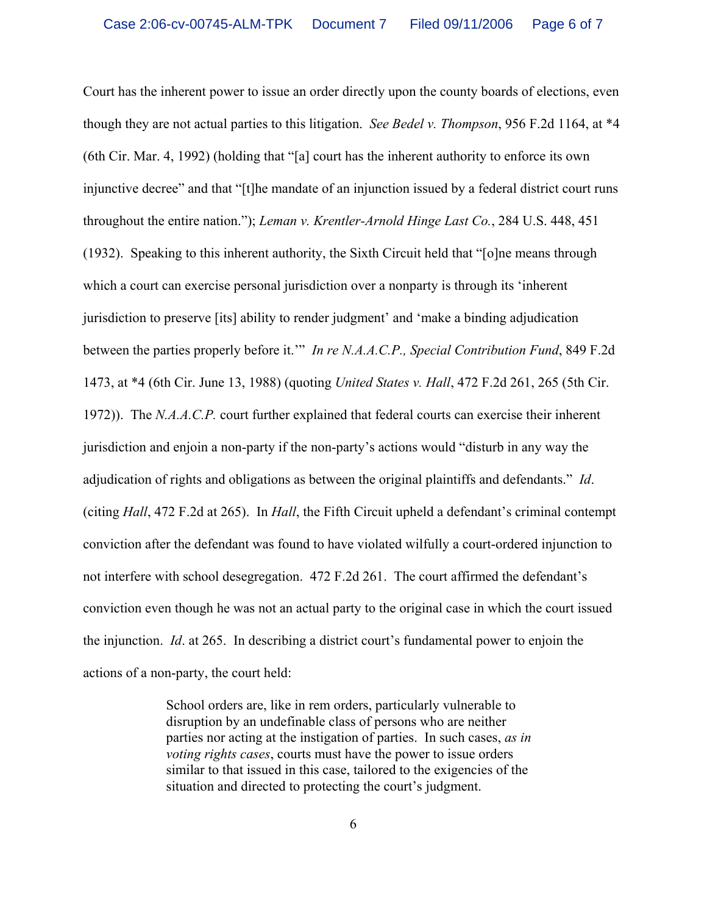Court has the inherent power to issue an order directly upon the county boards of elections, even though they are not actual parties to this litigation. *See Bedel v. Thompson*, 956 F.2d 1164, at *4 (6th Cir. Mar. 4, 1992) (holding that "[a] court has the inherent authority to enforce its own injunctive decree" and that "[t]he mandate of an injunction issued by a federal district court runs throughout the entire nation."); *Leman v. Krentler-Arnold Hinge Last Co.*, 284 U.S. 448, 451 (1932). Speaking to this inherent authority, the Sixth Circuit held that "[o]ne means through which a court can exercise personal jurisdiction over a nonparty is through its 'inherent jurisdiction to preserve [its] ability to render judgment' and 'make a binding adjudication between the parties properly before it.'" *In re N.A.A.C.P., Special Contribution Fund*, 849 F.2d 1473, at *4 (6th Cir. June 13, 1988) (quoting *United States v. Hall*, 472 F.2d 261, 265 (5th Cir. 1972)). The *N.A.A.C.P.* court further explained that federal courts can exercise their inherent jurisdiction and enjoin a non-party if the non-party's actions would "disturb in any way the adjudication of rights and obligations as between the original plaintiffs and defendants." *Id*. (citing *Hall*, 472 F.2d at 265). In *Hall*, the Fifth Circuit upheld a defendant's criminal contempt conviction after the defendant was found to have violated wilfully a court-ordered injunction to not interfere with school desegregation. 472 F.2d 261. The court affirmed the defendant's conviction even though he was not an actual party to the original case in which the court issued the injunction. *Id*. at 265. In describing a district court's fundamental power to enjoin the actions of a non-party, the court held:

> School orders are, like in rem orders, particularly vulnerable to disruption by an undefinable class of persons who are neither parties nor acting at the instigation of parties. In such cases, *as in voting rights cases*, courts must have the power to issue orders similar to that issued in this case, tailored to the exigencies of the situation and directed to protecting the court's judgment.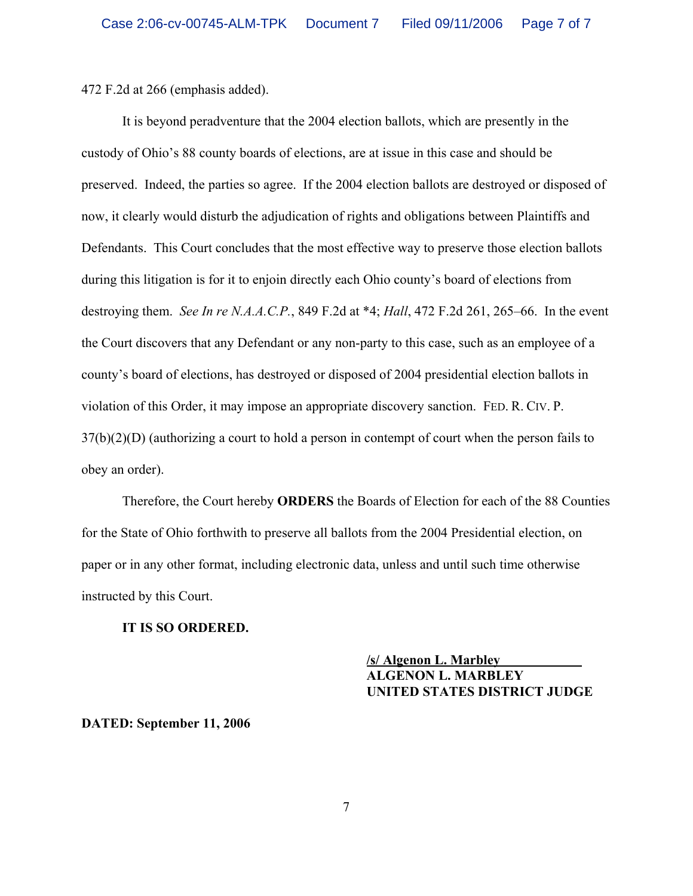472 F.2d at 266 (emphasis added).

It is beyond peradventure that the 2004 election ballots, which are presently in the custody of Ohio's 88 county boards of elections, are at issue in this case and should be preserved. Indeed, the parties so agree. If the 2004 election ballots are destroyed or disposed of now, it clearly would disturb the adjudication of rights and obligations between Plaintiffs and Defendants. This Court concludes that the most effective way to preserve those election ballots during this litigation is for it to enjoin directly each Ohio county's board of elections from destroying them. *See In re N.A.A.C.P.*, 849 F.2d at *4; *Hall*, 472 F.2d 261, 265–66. In the event the Court discovers that any Defendant or any non-party to this case, such as an employee of a county's board of elections, has destroyed or disposed of 2004 presidential election ballots in violation of this Order, it may impose an appropriate discovery sanction. FED. R. CIV. P. 37(b)(2)(D) (authorizing a court to hold a person in contempt of court when the person fails to obey an order).

Therefore, the Court hereby **ORDERS** the Boards of Election for each of the 88 Counties for the State of Ohio forthwith to preserve all ballots from the 2004 Presidential election, on paper or in any other format, including electronic data, unless and until such time otherwise instructed by this Court.

**IT IS SO ORDERED.**

**/s/ Algenon L. Marbley**
**ALGENON L. MARBLEY**
**UNITED STATES DISTRICT JUDGE**

**DATED: September 11, 2006**